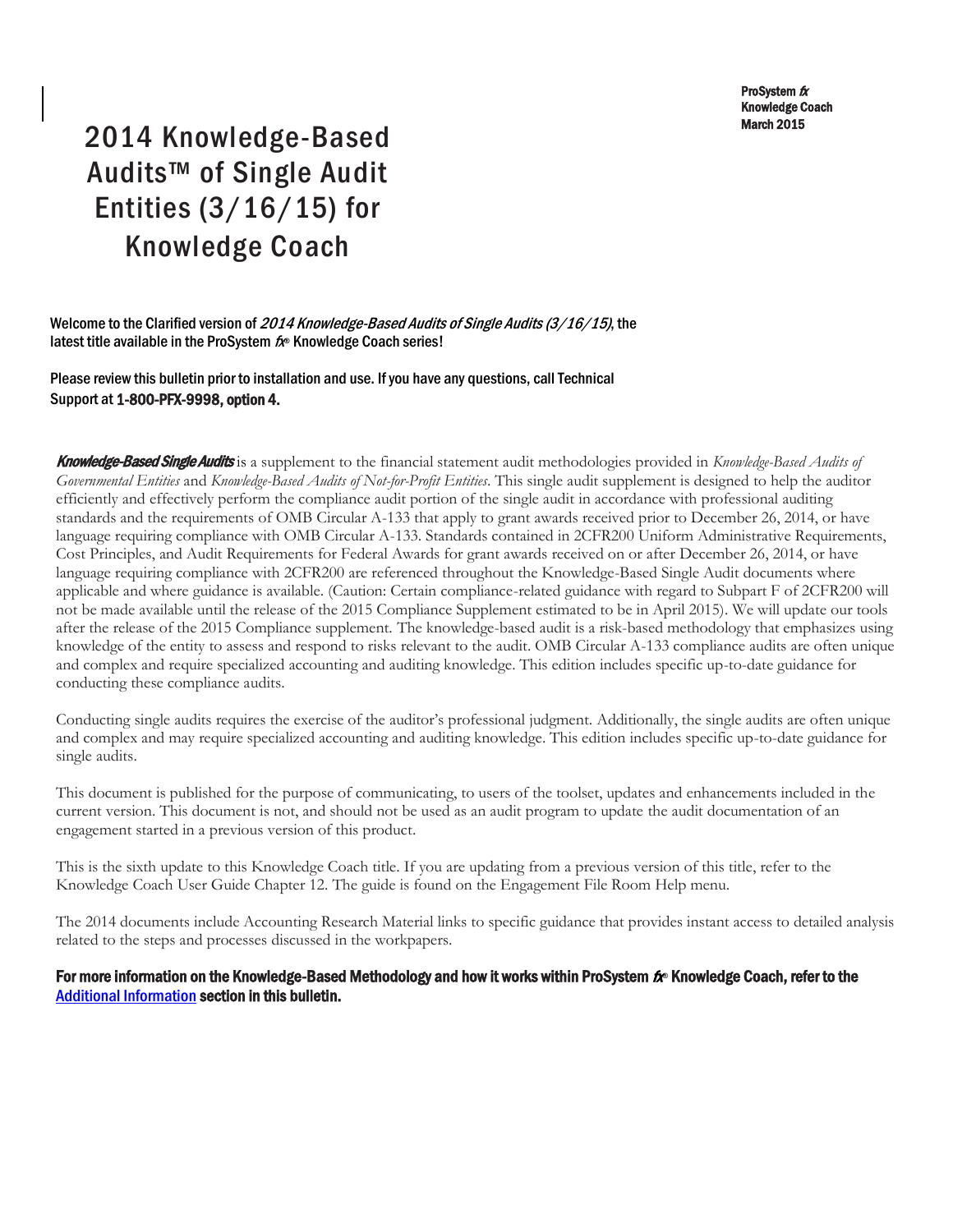ProSystem *fx*
Knowledge Coach
March 2015

# 2014 Knowledge-Based Audits™ of Single Audit Entities (3/16/15) for Knowledge Coach

**Welcome to the Clarified version of *2014 Knowledge-Based Audits of Single Audits (3/16/15)*, the latest title available in the ProSystem *fx*® Knowledge Coach series!**

**Please review this bulletin prior to installation and use. If you have any questions, call Technical Support at 1-800-PFX-9998, option 4.**

***Knowledge-Based Single Audits*** is a supplement to the financial statement audit methodologies provided in *Knowledge-Based Audits of Governmental Entities* and *Knowledge-Based Audits of Not-for-Profit Entities*. This single audit supplement is designed to help the auditor efficiently and effectively perform the compliance audit portion of the single audit in accordance with professional auditing standards and the requirements of OMB Circular A-133 that apply to grant awards received prior to December 26, 2014, or have language requiring compliance with OMB Circular A-133. Standards contained in 2CFR200 Uniform Administrative Requirements, Cost Principles, and Audit Requirements for Federal Awards for grant awards received on or after December 26, 2014, or have language requiring compliance with 2CFR200 are referenced throughout the Knowledge-Based Single Audit documents where applicable and where guidance is available. (Caution: Certain compliance-related guidance with regard to Subpart F of 2CFR200 will not be made available until the release of the 2015 Compliance Supplement estimated to be in April 2015). We will update our tools after the release of the 2015 Compliance supplement. The knowledge-based audit is a risk-based methodology that emphasizes using knowledge of the entity to assess and respond to risks relevant to the audit. OMB Circular A-133 compliance audits are often unique and complex and require specialized accounting and auditing knowledge. This edition includes specific up-to-date guidance for conducting these compliance audits.

Conducting single audits requires the exercise of the auditor's professional judgment. Additionally, the single audits are often unique and complex and may require specialized accounting and auditing knowledge. This edition includes specific up-to-date guidance for single audits.

This document is published for the purpose of communicating, to users of the toolset, updates and enhancements included in the current version. This document is not, and should not be used as an audit program to update the audit documentation of an engagement started in a previous version of this product.

This is the sixth update to this Knowledge Coach title. If you are updating from a previous version of this title, refer to the Knowledge Coach User Guide Chapter 12. The guide is found on the Engagement File Room Help menu.

The 2014 documents include Accounting Research Material links to specific guidance that provides instant access to detailed analysis related to the steps and processes discussed in the workpapers.

**For more information on the Knowledge-Based Methodology and how it works within ProSystem *fx*® Knowledge Coach, refer to the Additional Information section in this bulletin.**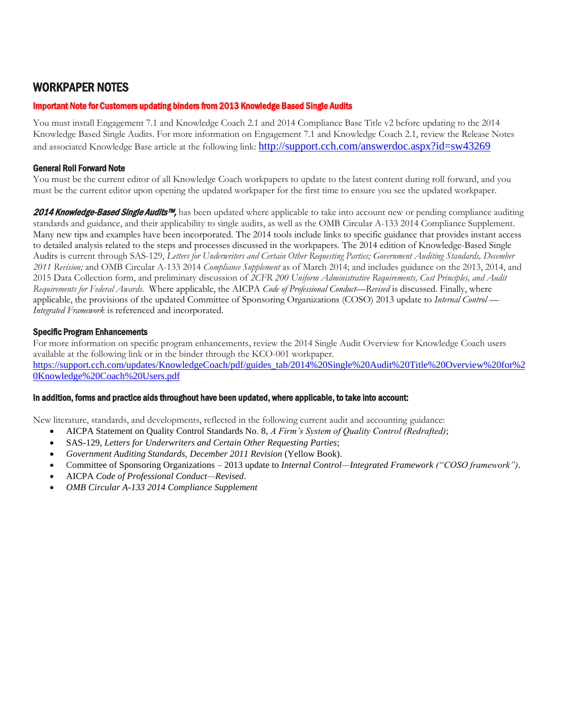# WORKPAPER NOTES

### Important Note for Customers updating binders from 2013 Knowledge Based Single Audits

You must install Engagement 7.1 and Knowledge Coach 2.1 and 2014 Compliance Base Title v2 before updating to the 2014 Knowledge Based Single Audits. For more information on Engagement 7.1 and Knowledge Coach 2.1, review the Release Notes and associated Knowledge Base article at the following link: http://support.cch.com/answerdoc.aspx?id=sw43269

### General Roll Forward Note

You must be the current editor of all Knowledge Coach workpapers to update to the latest content during roll forward, and you must be the current editor upon opening the updated workpaper for the first time to ensure you see the updated workpaper.

***2014 Knowledge-Based Single Audits™,*** has been updated where applicable to take into account new or pending compliance auditing standards and guidance, and their applicability to single audits, as well as the OMB Circular A-133 2014 Compliance Supplement. Many new tips and examples have been incorporated. The 2014 tools include links to specific guidance that provides instant access to detailed analysis related to the steps and processes discussed in the workpapers. The 2014 edition of Knowledge-Based Single Audits is current through SAS-129, *Letters for Underwriters and Certain Other Requesting Parties; Government Auditing Standards, December 2011 Revision;* and OMB Circular A-133 2014 *Compliance Supplement* as of March 2014; and includes guidance on the 2013, 2014, and 2015 Data Collection form, and preliminary discussion of *2CFR 200 Uniform Administrative Requirements, Cost Principles, and Audit Requirements for Federal Awards*. Where applicable, the AICPA *Code of Professional Conduct—Revised* is discussed. Finally, where applicable, the provisions of the updated Committee of Sponsoring Organizations (COSO) 2013 update to *Internal Control—Integrated Framework* is referenced and incorporated.

### Specific Program Enhancements

For more information on specific program enhancements, review the 2014 Single Audit Overview for Knowledge Coach users available at the following link or in the binder through the KCO-001 workpaper.
https://support.cch.com/updates/KnowledgeCoach/pdf/guides_tab/2014%20Single%20Audit%20Title%20Overview%20for%20Knowledge%20Coach%20Users.pdf

### In addition, forms and practice aids throughout have been updated, where applicable, to take into account:

New literature, standards, and developments, reflected in the following current audit and accounting guidance:

- AICPA Statement on Quality Control Standards No. 8, *A Firm's System of Quality Control (Redrafted)*;
- SAS-129, *Letters for Underwriters and Certain Other Requesting Parties*;
- *Government Auditing Standards, December 2011 Revision* (Yellow Book).
- Committee of Sponsoring Organizations – 2013 update to *Internal Control—Integrated Framework ("COSO framework")*.
- AICPA *Code of Professional Conduct—Revised*.
- *OMB Circular A-133 2014 Compliance Supplement*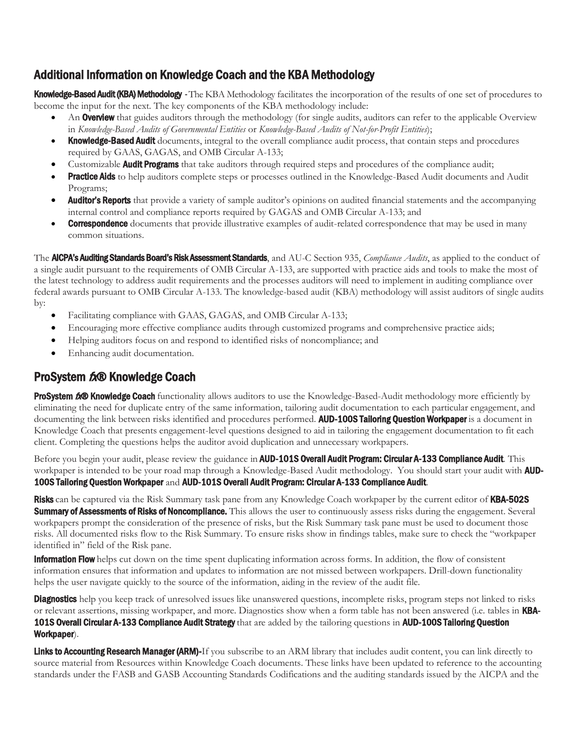## Additional Information on Knowledge Coach and the KBA Methodology

**Knowledge-Based Audit (KBA) Methodology** - The KBA Methodology facilitates the incorporation of the results of one set of procedures to become the input for the next. The key components of the KBA methodology include:

- An **Overview** that guides auditors through the methodology (for single audits, auditors can refer to the applicable Overview in *Knowledge-Based Audits of Governmental Entities* or *Knowledge-Based Audits of Not-for-Profit Entities*);
- **Knowledge-Based Audit** documents, integral to the overall compliance audit process, that contain steps and procedures required by GAAS, GAGAS, and OMB Circular A-133;
- Customizable **Audit Programs** that take auditors through required steps and procedures of the compliance audit;
- **Practice Aids** to help auditors complete steps or processes outlined in the Knowledge-Based Audit documents and Audit Programs;
- **Auditor's Reports** that provide a variety of sample auditor's opinions on audited financial statements and the accompanying internal control and compliance reports required by GAGAS and OMB Circular A-133; and
- **Correspondence** documents that provide illustrative examples of audit-related correspondence that may be used in many common situations.

The **AICPA's Auditing Standards Board's Risk Assessment Standards**, and AU-C Section 935, *Compliance Audits*, as applied to the conduct of a single audit pursuant to the requirements of OMB Circular A-133, are supported with practice aids and tools to make the most of the latest technology to address audit requirements and the processes auditors will need to implement in auditing compliance over federal awards pursuant to OMB Circular A-133. The knowledge-based audit (KBA) methodology will assist auditors of single audits by:

- Facilitating compliance with GAAS, GAGAS, and OMB Circular A-133;
- Encouraging more effective compliance audits through customized programs and comprehensive practice aids;
- Helping auditors focus on and respond to identified risks of noncompliance; and
- Enhancing audit documentation.

## ProSystem *fx*® Knowledge Coach

**ProSystem *fx*® Knowledge Coach** functionality allows auditors to use the Knowledge-Based-Audit methodology more efficiently by eliminating the need for duplicate entry of the same information, tailoring audit documentation to each particular engagement, and documenting the link between risks identified and procedures performed. **AUD-100S Tailoring Question Workpaper** is a document in Knowledge Coach that presents engagement-level questions designed to aid in tailoring the engagement documentation to fit each client. Completing the questions helps the auditor avoid duplication and unnecessary workpapers.

Before you begin your audit, please review the guidance in **AUD-101S Overall Audit Program: Circular A-133 Compliance Audit**. This workpaper is intended to be your road map through a Knowledge-Based Audit methodology. You should start your audit with **AUD-100S Tailoring Question Workpaper** and **AUD-101S Overall Audit Program: Circular A-133 Compliance Audit**.

**Risks** can be captured via the Risk Summary task pane from any Knowledge Coach workpaper by the current editor of **KBA-502S Summary of Assessments of Risks of Noncompliance.** This allows the user to continuously assess risks during the engagement. Several workpapers prompt the consideration of the presence of risks, but the Risk Summary task pane must be used to document those risks. All documented risks flow to the Risk Summary. To ensure risks show in findings tables, make sure to check the "workpaper identified in" field of the Risk pane.

**Information Flow** helps cut down on the time spent duplicating information across forms. In addition, the flow of consistent information ensures that information and updates to information are not missed between workpapers. Drill-down functionality helps the user navigate quickly to the source of the information, aiding in the review of the audit file.

**Diagnostics** help you keep track of unresolved issues like unanswered questions, incomplete risks, program steps not linked to risks or relevant assertions, missing workpaper, and more. Diagnostics show when a form table has not been answered (i.e. tables in **KBA-101S Overall Circular A-133 Compliance Audit Strategy** that are added by the tailoring questions in **AUD-100S Tailoring Question Workpaper**).

**Links to Accounting Research Manager (ARM)-**If you subscribe to an ARM library that includes audit content, you can link directly to source material from Resources within Knowledge Coach documents. These links have been updated to reference to the accounting standards under the FASB and GASB Accounting Standards Codifications and the auditing standards issued by the AICPA and the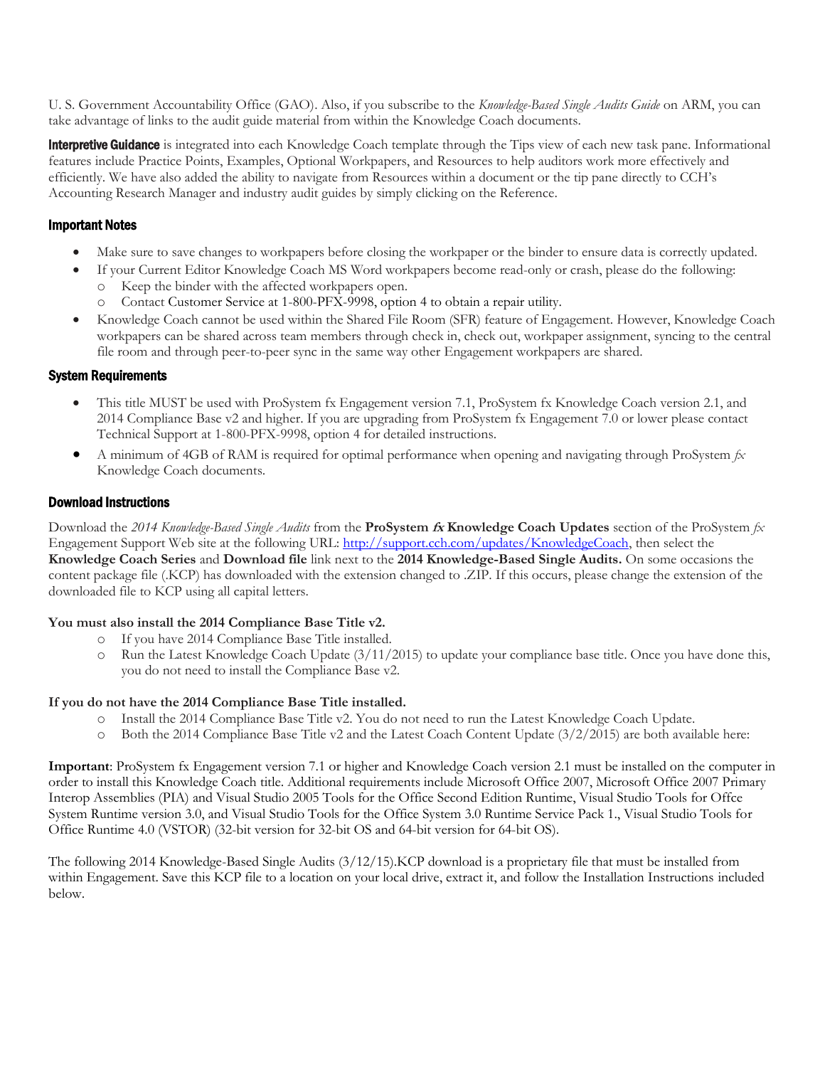U. S. Government Accountability Office (GAO). Also, if you subscribe to the *Knowledge-Based Single Audits Guide* on ARM, you can take advantage of links to the audit guide material from within the Knowledge Coach documents.

**Interpretive Guidance** is integrated into each Knowledge Coach template through the Tips view of each new task pane. Informational features include Practice Points, Examples, Optional Workpapers, and Resources to help auditors work more effectively and efficiently. We have also added the ability to navigate from Resources within a document or the tip pane directly to CCH's Accounting Research Manager and industry audit guides by simply clicking on the Reference.

### Important Notes

- Make sure to save changes to workpapers before closing the workpaper or the binder to ensure data is correctly updated.
- If your Current Editor Knowledge Coach MS Word workpapers become read-only or crash, please do the following:
  - Keep the binder with the affected workpapers open.
  - Contact Customer Service at 1-800-PFX-9998, option 4 to obtain a repair utility.
- Knowledge Coach cannot be used within the Shared File Room (SFR) feature of Engagement. However, Knowledge Coach workpapers can be shared across team members through check in, check out, workpaper assignment, syncing to the central file room and through peer-to-peer sync in the same way other Engagement workpapers are shared.

### System Requirements

- This title MUST be used with ProSystem fx Engagement version 7.1, ProSystem fx Knowledge Coach version 2.1, and 2014 Compliance Base v2 and higher. If you are upgrading from ProSystem fx Engagement 7.0 or lower please contact Technical Support at 1-800-PFX-9998, option 4 for detailed instructions.
- A minimum of 4GB of RAM is required for optimal performance when opening and navigating through ProSystem *fx* Knowledge Coach documents.

### Download Instructions

Download the *2014 Knowledge-Based Single Audits* from the **ProSystem *fx* Knowledge Coach Updates** section of the ProSystem *fx* Engagement Support Web site at the following URL: http://support.cch.com/updates/KnowledgeCoach, then select the **Knowledge Coach Series** and **Download file** link next to the **2014 Knowledge-Based Single Audits.** On some occasions the content package file (.KCP) has downloaded with the extension changed to .ZIP. If this occurs, please change the extension of the downloaded file to KCP using all capital letters.

**You must also install the 2014 Compliance Base Title v2.**

- If you have 2014 Compliance Base Title installed.
- Run the Latest Knowledge Coach Update (3/11/2015) to update your compliance base title. Once you have done this, you do not need to install the Compliance Base v2.

**If you do not have the 2014 Compliance Base Title installed.**

- Install the 2014 Compliance Base Title v2. You do not need to run the Latest Knowledge Coach Update.
- Both the 2014 Compliance Base Title v2 and the Latest Coach Content Update (3/2/2015) are both available here:

**Important**: ProSystem fx Engagement version 7.1 or higher and Knowledge Coach version 2.1 must be installed on the computer in order to install this Knowledge Coach title. Additional requirements include Microsoft Office 2007, Microsoft Office 2007 Primary Interop Assemblies (PIA) and Visual Studio 2005 Tools for the Office Second Edition Runtime, Visual Studio Tools for Offce System Runtime version 3.0, and Visual Studio Tools for the Office System 3.0 Runtime Service Pack 1., Visual Studio Tools for Office Runtime 4.0 (VSTOR) (32-bit version for 32-bit OS and 64-bit version for 64-bit OS).

The following 2014 Knowledge-Based Single Audits (3/12/15).KCP download is a proprietary file that must be installed from within Engagement. Save this KCP file to a location on your local drive, extract it, and follow the Installation Instructions included below.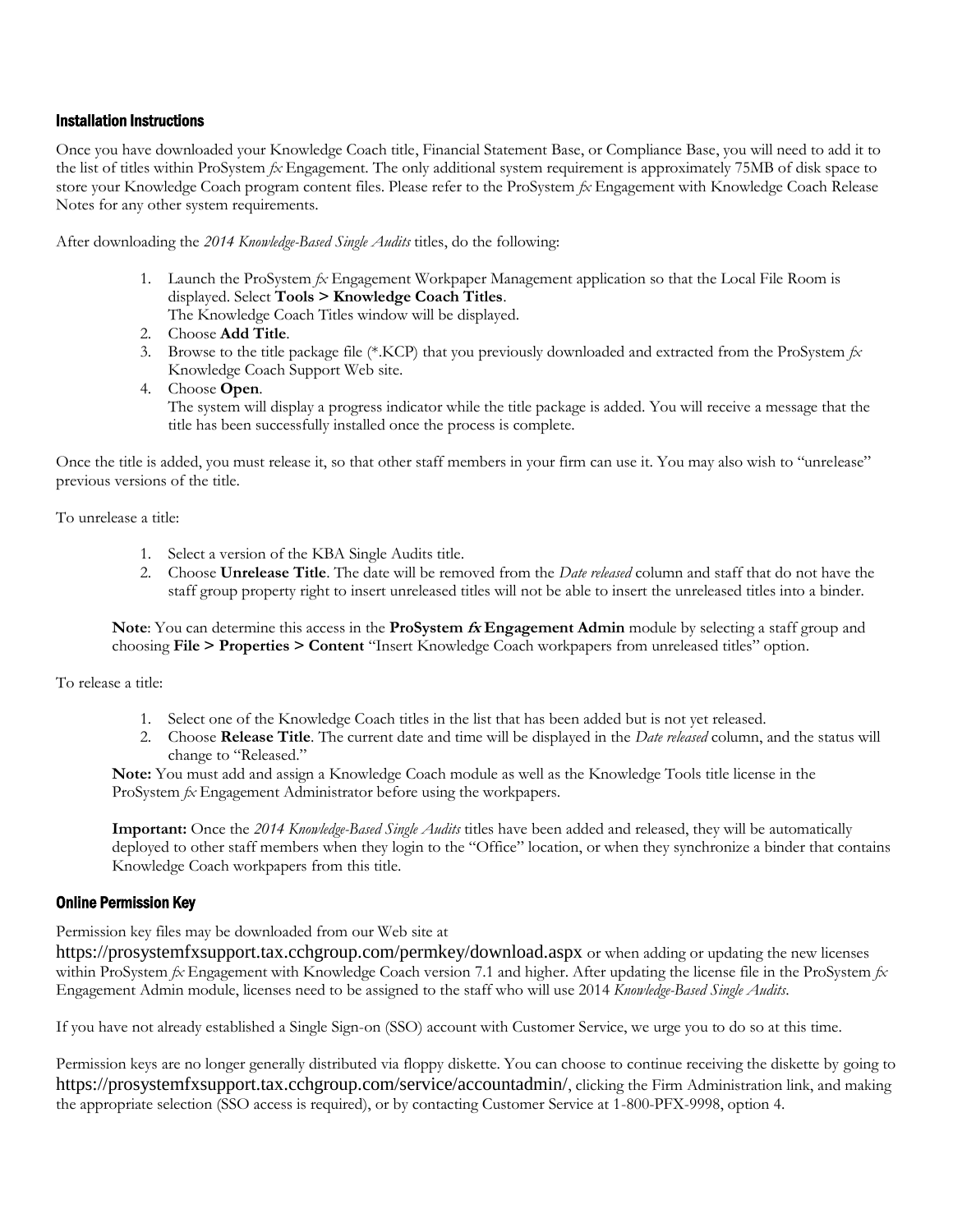## Installation Instructions

Once you have downloaded your Knowledge Coach title, Financial Statement Base, or Compliance Base, you will need to add it to the list of titles within ProSystem *fx* Engagement. The only additional system requirement is approximately 75MB of disk space to store your Knowledge Coach program content files. Please refer to the ProSystem *fx* Engagement with Knowledge Coach Release Notes for any other system requirements.

After downloading the *2014 Knowledge-Based Single Audits* titles, do the following:

1. Launch the ProSystem *fx* Engagement Workpaper Management application so that the Local File Room is displayed. Select **Tools > Knowledge Coach Titles**.
   The Knowledge Coach Titles window will be displayed.
2. Choose **Add Title**.
3. Browse to the title package file (*.KCP) that you previously downloaded and extracted from the ProSystem *fx* Knowledge Coach Support Web site.
4. Choose **Open**.
   The system will display a progress indicator while the title package is added. You will receive a message that the title has been successfully installed once the process is complete.

Once the title is added, you must release it, so that other staff members in your firm can use it. You may also wish to "unrelease" previous versions of the title.

To unrelease a title:

1. Select a version of the KBA Single Audits title.
2. Choose **Unrelease Title**. The date will be removed from the *Date released* column and staff that do not have the staff group property right to insert unreleased titles will not be able to insert the unreleased titles into a binder.

**Note**: You can determine this access in the **ProSystem *fx* Engagement Admin** module by selecting a staff group and choosing **File > Properties > Content** "Insert Knowledge Coach workpapers from unreleased titles" option.

To release a title:

1. Select one of the Knowledge Coach titles in the list that has been added but is not yet released.
2. Choose **Release Title**. The current date and time will be displayed in the *Date released* column, and the status will change to "Released."

**Note:** You must add and assign a Knowledge Coach module as well as the Knowledge Tools title license in the ProSystem *fx* Engagement Administrator before using the workpapers.

**Important:** Once the *2014 Knowledge-Based Single Audits* titles have been added and released, they will be automatically deployed to other staff members when they login to the "Office" location, or when they synchronize a binder that contains Knowledge Coach workpapers from this title.

## Online Permission Key

Permission key files may be downloaded from our Web site at https://prosystemfxsupport.tax.cchgroup.com/permkey/download.aspx or when adding or updating the new licenses within ProSystem *fx* Engagement with Knowledge Coach version 7.1 and higher. After updating the license file in the ProSystem *fx* Engagement Admin module, licenses need to be assigned to the staff who will use 2014 *Knowledge-Based Single Audits*.

If you have not already established a Single Sign-on (SSO) account with Customer Service, we urge you to do so at this time.

Permission keys are no longer generally distributed via floppy diskette. You can choose to continue receiving the diskette by going to https://prosystemfxsupport.tax.cchgroup.com/service/accountadmin/, clicking the Firm Administration link, and making the appropriate selection (SSO access is required), or by contacting Customer Service at 1-800-PFX-9998, option 4.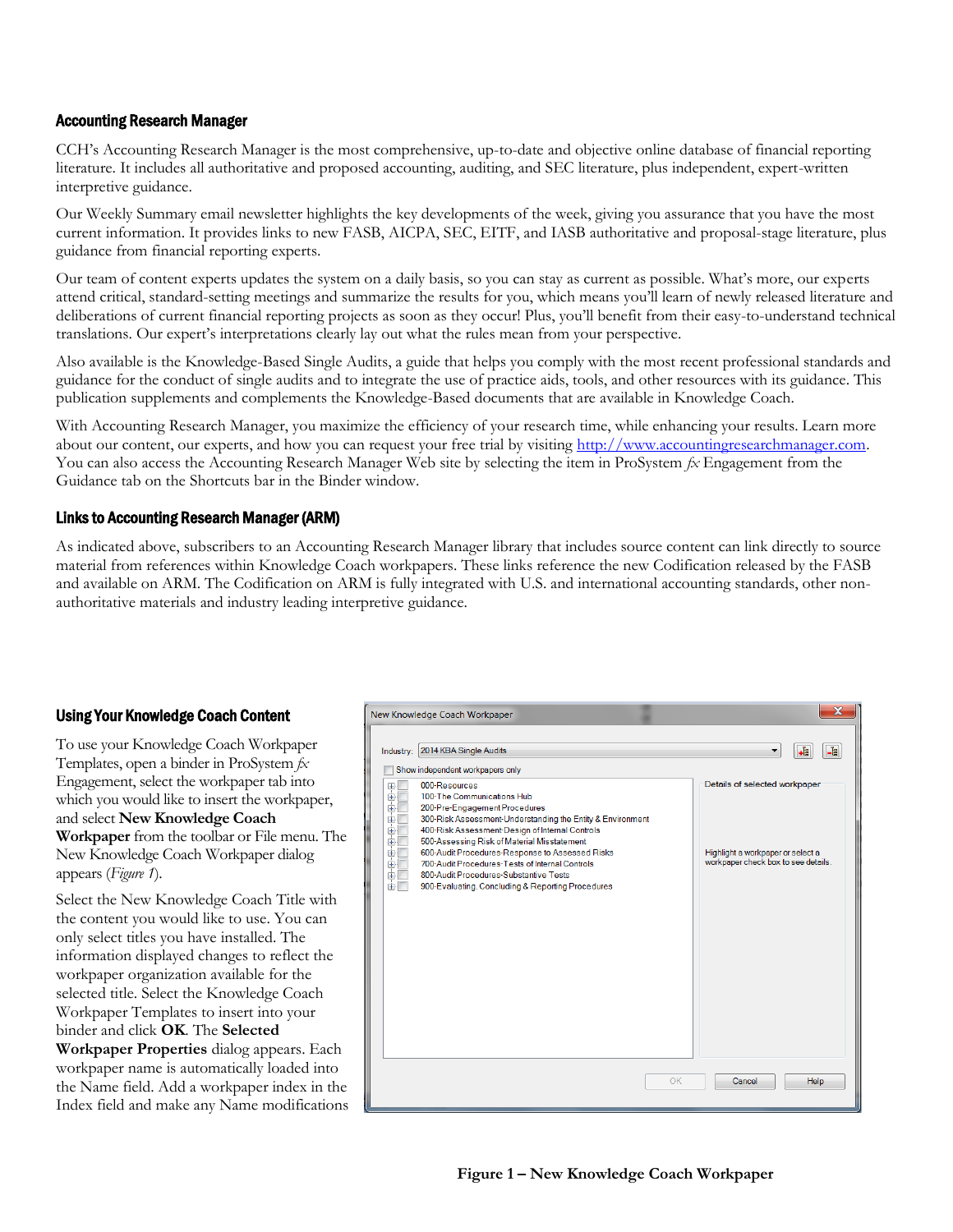### Accounting Research Manager

CCH's Accounting Research Manager is the most comprehensive, up-to-date and objective online database of financial reporting literature. It includes all authoritative and proposed accounting, auditing, and SEC literature, plus independent, expert-written interpretive guidance.

Our Weekly Summary email newsletter highlights the key developments of the week, giving you assurance that you have the most current information. It provides links to new FASB, AICPA, SEC, EITF, and IASB authoritative and proposal-stage literature, plus guidance from financial reporting experts.

Our team of content experts updates the system on a daily basis, so you can stay as current as possible. What's more, our experts attend critical, standard-setting meetings and summarize the results for you, which means you'll learn of newly released literature and deliberations of current financial reporting projects as soon as they occur! Plus, you'll benefit from their easy-to-understand technical translations. Our expert's interpretations clearly lay out what the rules mean from your perspective.

Also available is the Knowledge-Based Single Audits, a guide that helps you comply with the most recent professional standards and guidance for the conduct of single audits and to integrate the use of practice aids, tools, and other resources with its guidance. This publication supplements and complements the Knowledge-Based documents that are available in Knowledge Coach.

With Accounting Research Manager, you maximize the efficiency of your research time, while enhancing your results. Learn more about our content, our experts, and how you can request your free trial by visiting http://www.accountingresearchmanager.com. You can also access the Accounting Research Manager Web site by selecting the item in ProSystem *fx* Engagement from the Guidance tab on the Shortcuts bar in the Binder window.

### Links to Accounting Research Manager (ARM)

As indicated above, subscribers to an Accounting Research Manager library that includes source content can link directly to source material from references within Knowledge Coach workpapers. These links reference the new Codification released by the FASB and available on ARM. The Codification on ARM is fully integrated with U.S. and international accounting standards, other non-authoritative materials and industry leading interpretive guidance.

### Using Your Knowledge Coach Content

To use your Knowledge Coach Workpaper Templates, open a binder in ProSystem *fx* Engagement, select the workpaper tab into which you would like to insert the workpaper, and select **New Knowledge Coach Workpaper** from the toolbar or File menu. The New Knowledge Coach Workpaper dialog appears (*Figure 1*).

Select the New Knowledge Coach Title with the content you would like to use. You can only select titles you have installed. The information displayed changes to reflect the workpaper organization available for the selected title. Select the Knowledge Coach Workpaper Templates to insert into your binder and click **OK**. The **Selected Workpaper Properties** dialog appears. Each workpaper name is automatically loaded into the Name field. Add a workpaper index in the Index field and make any Name modifications

**Figure 1 – New Knowledge Coach Workpaper**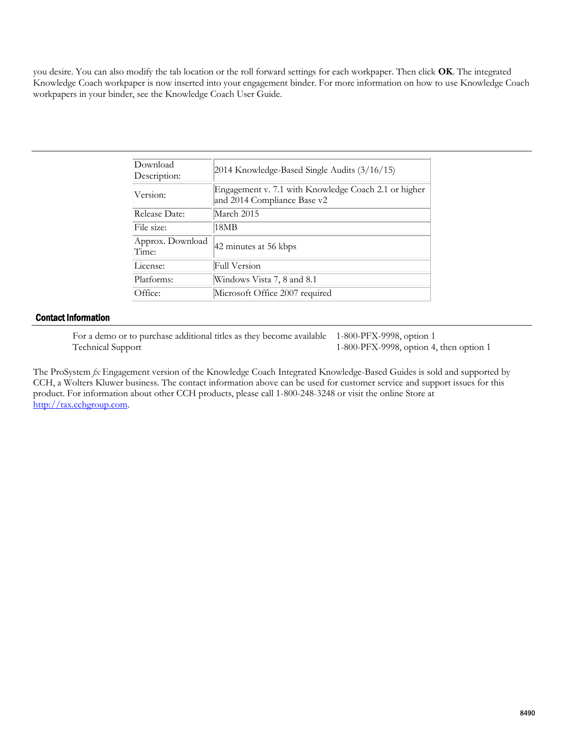you desire. You can also modify the tab location or the roll forward settings for each workpaper. Then click **OK**. The integrated Knowledge Coach workpaper is now inserted into your engagement binder. For more information on how to use Knowledge Coach workpapers in your binder, see the Knowledge Coach User Guide.

| | |
|---|---|
| Download Description: | 2014 Knowledge-Based Single Audits (3/16/15) |
| Version: | Engagement v. 7.1 with Knowledge Coach 2.1 or higher and 2014 Compliance Base v2 |
| Release Date: | March 2015 |
| File size: | 18MB |
| Approx. Download Time: | 42 minutes at 56 kbps |
| License: | Full Version |
| Platforms: | Windows Vista 7, 8 and 8.1 |
| Office: | Microsoft Office 2007 required |

## Contact Information

| | |
|---|---|
| For a demo or to purchase additional titles as they become available | 1-800-PFX-9998, option 1 |
| Technical Support | 1-800-PFX-9998, option 4, then option 1 |

The ProSystem *fx* Engagement version of the Knowledge Coach Integrated Knowledge-Based Guides is sold and supported by CCH, a Wolters Kluwer business. The contact information above can be used for customer service and support issues for this product. For information about other CCH products, please call 1-800-248-3248 or visit the online Store at http://tax.cchgroup.com.